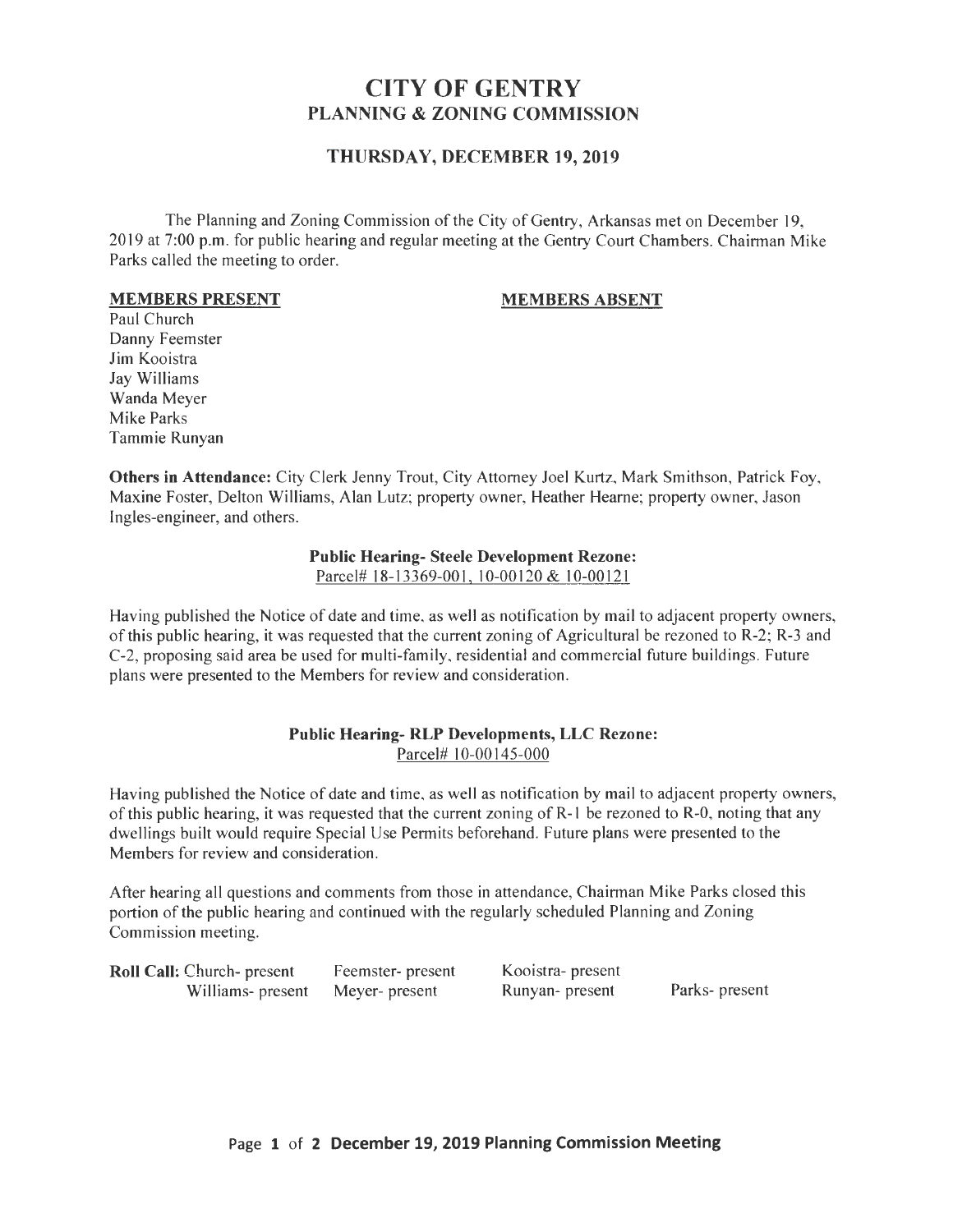# CITY OF GENTRY

## PLANNING & ZONING COMMISSION

### THURSDAY, DECEMBER 19, 2019

The Planning and Zoning Commission of the City of Gentry, Arkansas met on December 19, 2019 at 7:00 p.m. for public hearing and regular meeting at the Gentry Court Chambers. Chairman Mike Parks called the meeting to order.

| **MEMBERS PRESENT** | **MEMBERS ABSENT** |
|---|---|
| Paul Church | |
| Danny Feemster | |
| Jim Kooistra | |
| Jay Williams | |
| Wanda Meyer | |
| Mike Parks | |
| Tammie Runyan | |

**Others in Attendance:** City Clerk Jenny Trout, City Attorney Joel Kurtz, Mark Smithson, Patrick Foy, Maxine Foster, Delton Williams, Alan Lutz; property owner, Heather Hearne; property owner, Jason Ingles-engineer, and others.

**Public Hearing- Steele Development Rezone:**
Parcel# 18-13369-001, 10-00120 & 10-00121

Having published the Notice of date and time, as well as notification by mail to adjacent property owners, of this public hearing, it was requested that the current zoning of Agricultural be rezoned to R-2; R-3 and C-2, proposing said area be used for multi-family, residential and commercial future buildings. Future plans were presented to the Members for review and consideration.

**Public Hearing- RLP Developments, LLC Rezone:**
Parcel# 10-00145-000

Having published the Notice of date and time, as well as notification by mail to adjacent property owners, of this public hearing, it was requested that the current zoning of R-1 be rezoned to R-0, noting that any dwellings built would require Special Use Permits beforehand. Future plans were presented to the Members for review and consideration.

After hearing all questions and comments from those in attendance, Chairman Mike Parks closed this portion of the public hearing and continued with the regularly scheduled Planning and Zoning Commission meeting.

| | | | | |
|---|---|---|---|---|
| **Roll Call:** | Church- present | Feemster- present | Kooistra- present | |
| | Williams- present | Meyer- present | Runyan- present | Parks- present |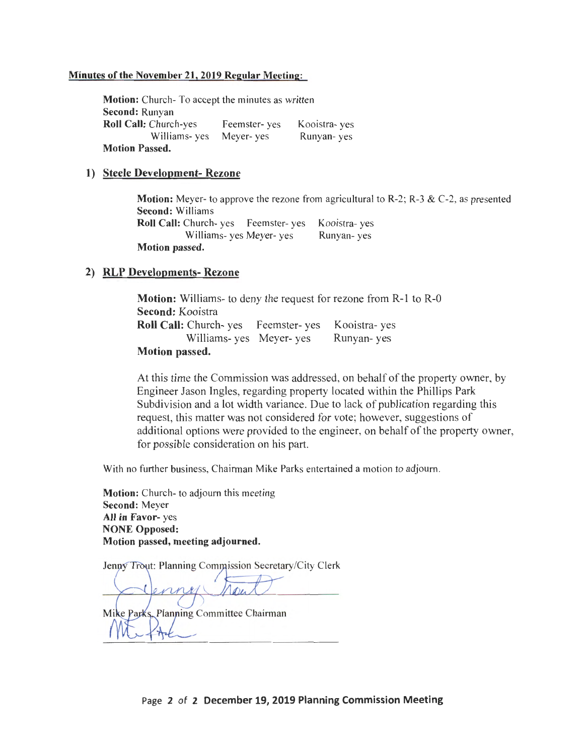**Minutes of the November 21, 2019 Regular Meeting:**

**Motion:** Church- To accept the minutes as written
**Second:** Runyan
**Roll Call:** Church-yes Feemster- yes Kooistra- yes
Williams- yes Meyer- yes Runyan- yes
**Motion Passed.**

## 1) Steele Development- Rezone

**Motion:** Meyer- to approve the rezone from agricultural to R-2; R-3 & C-2, as presented
**Second:** Williams
**Roll Call:** Church- yes Feemster- yes Kooistra- yes
Williams- yes Meyer- yes Runyan- yes
**Motion passed.**

## 2) RLP Developments- Rezone

**Motion:** Williams- to deny the request for rezone from R-1 to R-0
**Second:** Kooistra
**Roll Call:** Church- yes Feemster- yes Kooistra- yes
Williams- yes Meyer- yes Runyan- yes
**Motion passed.**

At this time the Commission was addressed, on behalf of the property owner, by Engineer Jason Ingles, regarding property located within the Phillips Park Subdivision and a lot width variance. Due to lack of publication regarding this request, this matter was not considered for vote; however, suggestions of additional options were provided to the engineer, on behalf of the property owner, for possible consideration on his part.

With no further business, Chairman Mike Parks entertained a motion to adjourn.

**Motion:** Church- to adjourn this meeting
**Second:** Meyer
**All in Favor**- yes
**NONE Opposed:**
**Motion passed, meeting adjourned.**

Jenny Trout: Planning Commission Secretary/City Clerk

Mike Parks, Planning Committee Chairman